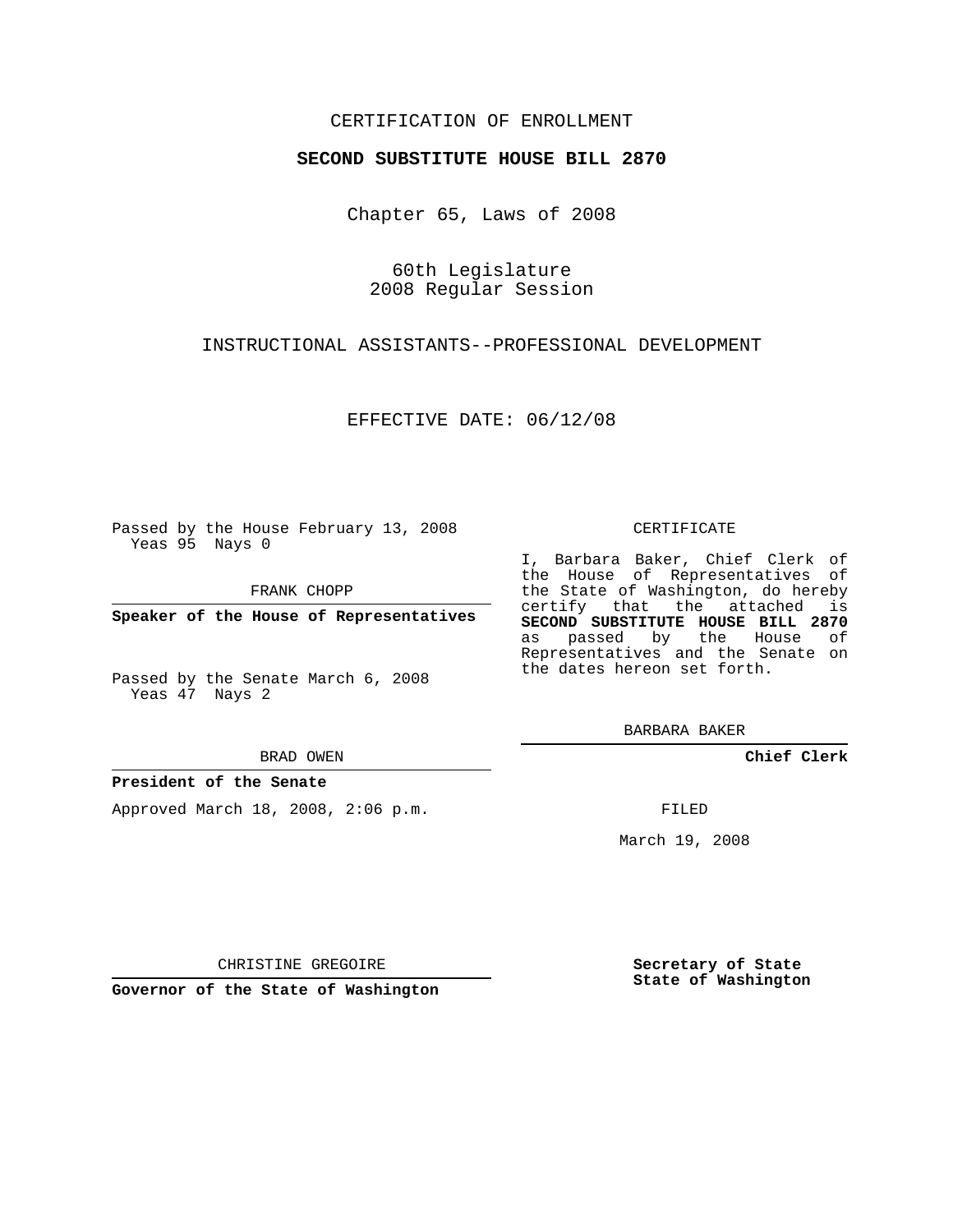CERTIFICATION OF ENROLLMENT

**SECOND SUBSTITUTE HOUSE BILL 2870**

Chapter 65, Laws of 2008

60th Legislature
2008 Regular Session

INSTRUCTIONAL ASSISTANTS--PROFESSIONAL DEVELOPMENT

EFFECTIVE DATE: 06/12/08

Passed by the House February 13, 2008
Yeas 95 Nays 0

FRANK CHOPP

**Speaker of the House of Representatives**

Passed by the Senate March 6, 2008
Yeas 47 Nays 2

BRAD OWEN

**President of the Senate**

Approved March 18, 2008, 2:06 p.m.

CHRISTINE GREGOIRE

**Governor of the State of Washington**

CERTIFICATE

I, Barbara Baker, Chief Clerk of the House of Representatives of the State of Washington, do hereby certify that the attached is **SECOND SUBSTITUTE HOUSE BILL 2870** as passed by the House of Representatives and the Senate on the dates hereon set forth.

BARBARA BAKER

**Chief Clerk**

FILED

March 19, 2008

**Secretary of State**
**State of Washington**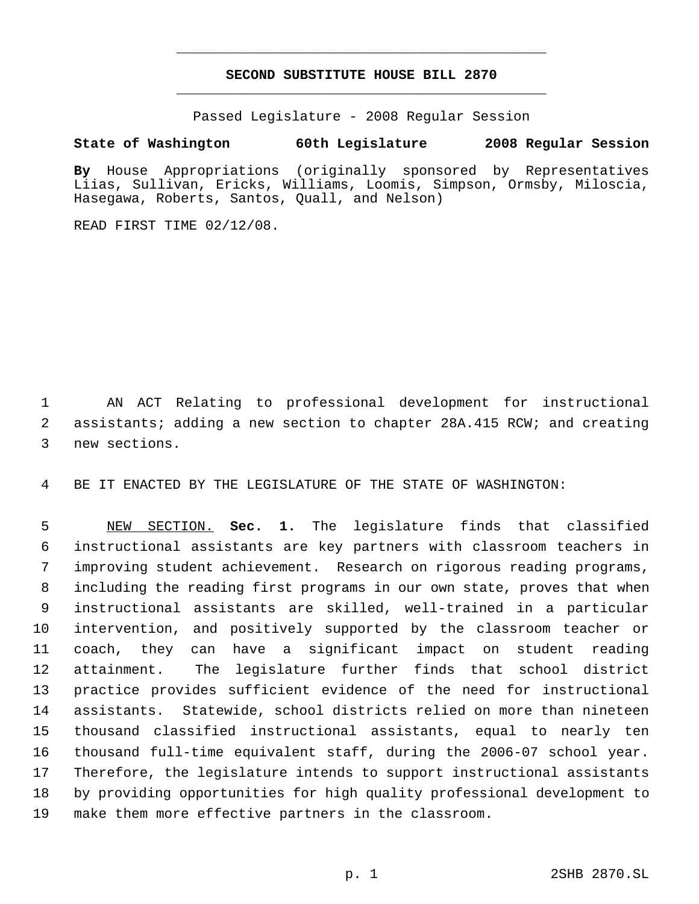# SECOND SUBSTITUTE HOUSE BILL 2870

Passed Legislature - 2008 Regular Session

**State of Washington 60th Legislature 2008 Regular Session**

**By** House Appropriations (originally sponsored by Representatives Liias, Sullivan, Ericks, Williams, Loomis, Simpson, Ormsby, Miloscia, Hasegawa, Roberts, Santos, Quall, and Nelson)

READ FIRST TIME 02/12/08.

1 AN ACT Relating to professional development for instructional
2 assistants; adding a new section to chapter 28A.415 RCW; and creating
3 new sections.

4 BE IT ENACTED BY THE LEGISLATURE OF THE STATE OF WASHINGTON:

5 NEW SECTION. **Sec. 1.** The legislature finds that classified
6 instructional assistants are key partners with classroom teachers in
7 improving student achievement. Research on rigorous reading programs,
8 including the reading first programs in our own state, proves that when
9 instructional assistants are skilled, well-trained in a particular
10 intervention, and positively supported by the classroom teacher or
11 coach, they can have a significant impact on student reading
12 attainment. The legislature further finds that school district
13 practice provides sufficient evidence of the need for instructional
14 assistants. Statewide, school districts relied on more than nineteen
15 thousand classified instructional assistants, equal to nearly ten
16 thousand full-time equivalent staff, during the 2006-07 school year.
17 Therefore, the legislature intends to support instructional assistants
18 by providing opportunities for high quality professional development to
19 make them more effective partners in the classroom.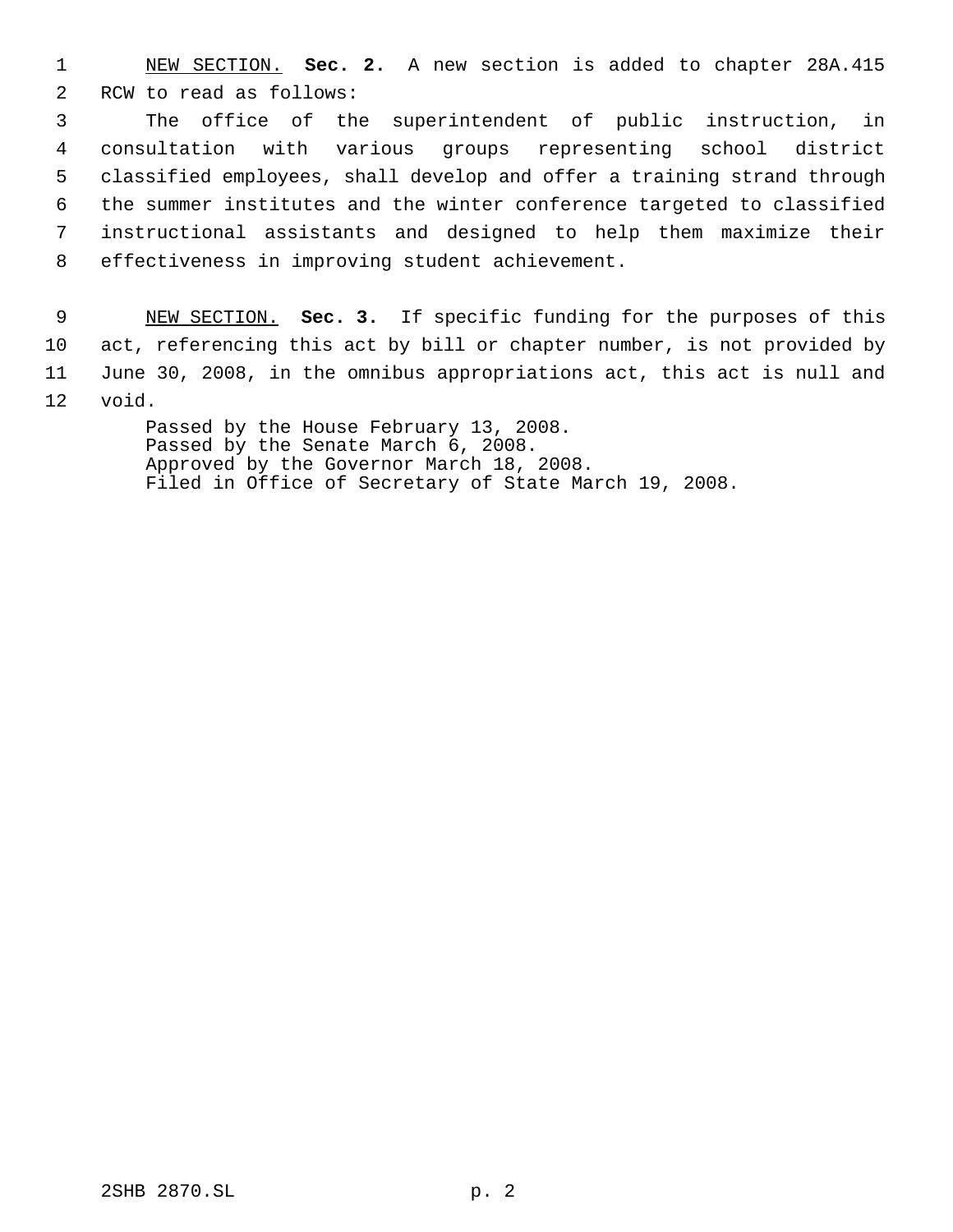NEW SECTION. **Sec. 2.** A new section is added to chapter 28A.415 RCW to read as follows:

The office of the superintendent of public instruction, in consultation with various groups representing school district classified employees, shall develop and offer a training strand through the summer institutes and the winter conference targeted to classified instructional assistants and designed to help them maximize their effectiveness in improving student achievement.

NEW SECTION. **Sec. 3.** If specific funding for the purposes of this act, referencing this act by bill or chapter number, is not provided by June 30, 2008, in the omnibus appropriations act, this act is null and void.

Passed by the House February 13, 2008.
Passed by the Senate March 6, 2008.
Approved by the Governor March 18, 2008.
Filed in Office of Secretary of State March 19, 2008.